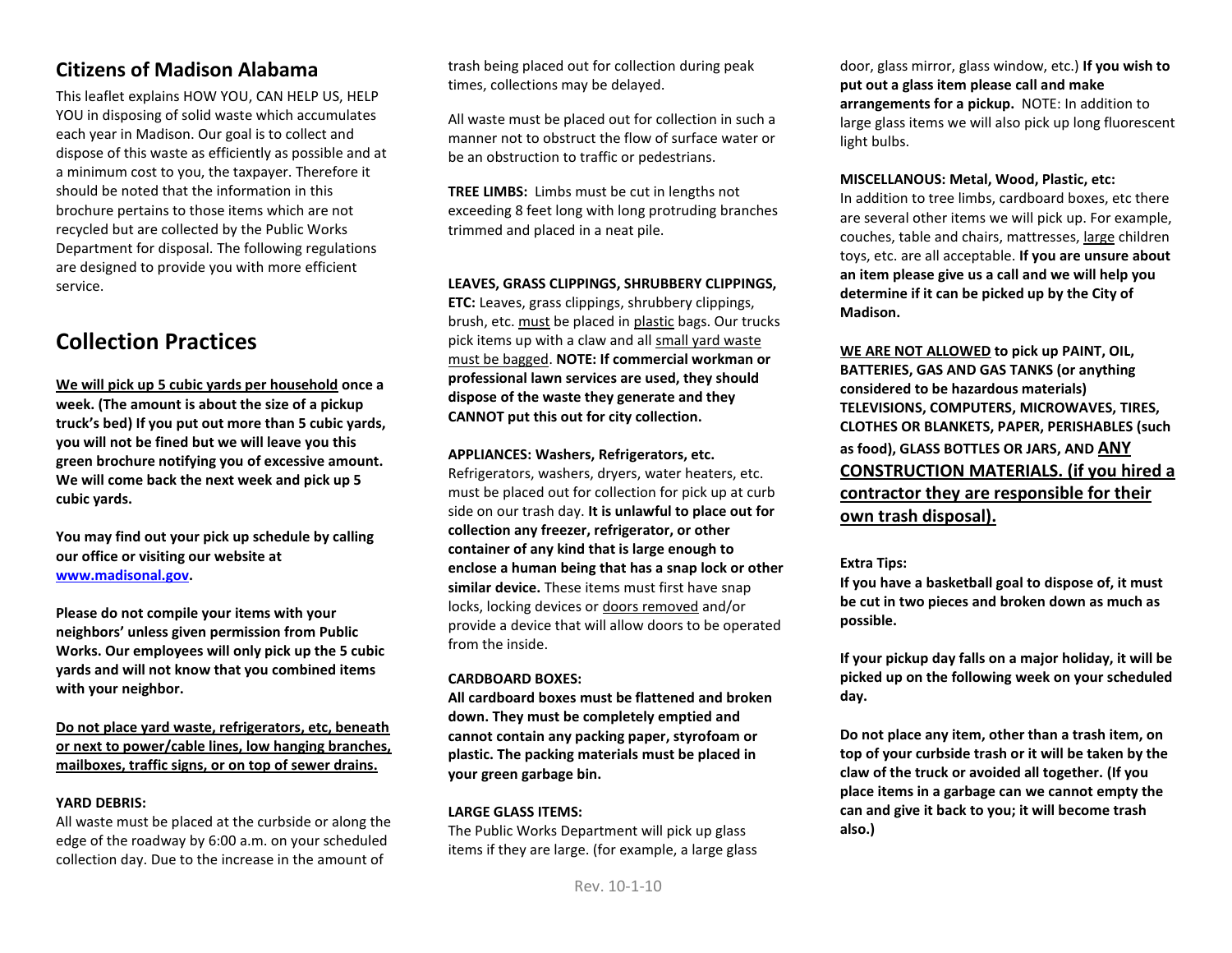## Citizens of Madison Alabama

This leaflet explains HOW YOU, CAN HELP US, HELP YOU in disposing of solid waste which accumulates each year in Madison. Our goal is to collect and dispose of this waste as efficiently as possible and at a minimum cost to you, the taxpayer. Therefore it should be noted that the information in this brochure pertains to those items which are not recycled but are collected by the Public Works Department for disposal. The following regulations are designed to provide you with more efficient service.

# Collection Practices

**We will pick up 5 cubic yards per household once a week. (The amount is about the size of a pickup truck's bed) If you put out more than 5 cubic yards, you will not be fined but we will leave you this green brochure notifying you of excessive amount. We will come back the next week and pick up 5 cubic yards.**

**You may find out your pick up schedule by calling our office or visiting our website at www.madisonal.gov.**

**Please do not compile your items with your neighbors' unless given permission from Public Works. Our employees will only pick up the 5 cubic yards and will not know that you combined items with your neighbor.**

**Do not place yard waste, refrigerators, etc, beneath or next to power/cable lines, low hanging branches, mailboxes, traffic signs, or on top of sewer drains.**

**YARD DEBRIS:**

All waste must be placed at the curbside or along the edge of the roadway by 6:00 a.m. on your scheduled collection day. Due to the increase in the amount of trash being placed out for collection during peak times, collections may be delayed.

All waste must be placed out for collection in such a manner not to obstruct the flow of surface water or be an obstruction to traffic or pedestrians.

**TREE LIMBS:** Limbs must be cut in lengths not exceeding 8 feet long with long protruding branches trimmed and placed in a neat pile.

**LEAVES, GRASS CLIPPINGS, SHRUBBERY CLIPPINGS, ETC:** Leaves, grass clippings, shrubbery clippings, brush, etc. must be placed in plastic bags. Our trucks pick items up with a claw and all small yard waste must be bagged. **NOTE: If commercial workman or professional lawn services are used, they should dispose of the waste they generate and they CANNOT put this out for city collection.**

**APPLIANCES: Washers, Refrigerators, etc.**

Refrigerators, washers, dryers, water heaters, etc. must be placed out for collection for pick up at curb side on our trash day. **It is unlawful to place out for collection any freezer, refrigerator, or other container of any kind that is large enough to enclose a human being that has a snap lock or other similar device.** These items must first have snap locks, locking devices or doors removed and/or provide a device that will allow doors to be operated from the inside.

**CARDBOARD BOXES:**

**All cardboard boxes must be flattened and broken down. They must be completely emptied and cannot contain any packing paper, styrofoam or plastic. The packing materials must be placed in your green garbage bin.**

**LARGE GLASS ITEMS:**

The Public Works Department will pick up glass items if they are large. (for example, a large glass door, glass mirror, glass window, etc.) **If you wish to put out a glass item please call and make arrangements for a pickup.** NOTE: In addition to large glass items we will also pick up long fluorescent light bulbs.

**MISCELLANOUS: Metal, Wood, Plastic, etc:**

In addition to tree limbs, cardboard boxes, etc there are several other items we will pick up. For example, couches, table and chairs, mattresses, large children toys, etc. are all acceptable. **If you are unsure about an item please give us a call and we will help you determine if it can be picked up by the City of Madison.**

**WE ARE NOT ALLOWED to pick up PAINT, OIL, BATTERIES, GAS AND GAS TANKS (or anything considered to be hazardous materials) TELEVISIONS, COMPUTERS, MICROWAVES, TIRES, CLOTHES OR BLANKETS, PAPER, PERISHABLES (such as food), GLASS BOTTLES OR JARS, AND ANY CONSTRUCTION MATERIALS. (if you hired a contractor they are responsible for their own trash disposal).**

**Extra Tips:**

**If you have a basketball goal to dispose of, it must be cut in two pieces and broken down as much as possible.**

**If your pickup day falls on a major holiday, it will be picked up on the following week on your scheduled day.**

**Do not place any item, other than a trash item, on top of your curbside trash or it will be taken by the claw of the truck or avoided all together. (If you place items in a garbage can we cannot empty the can and give it back to you; it will become trash also.)**

Rev. 10-1-10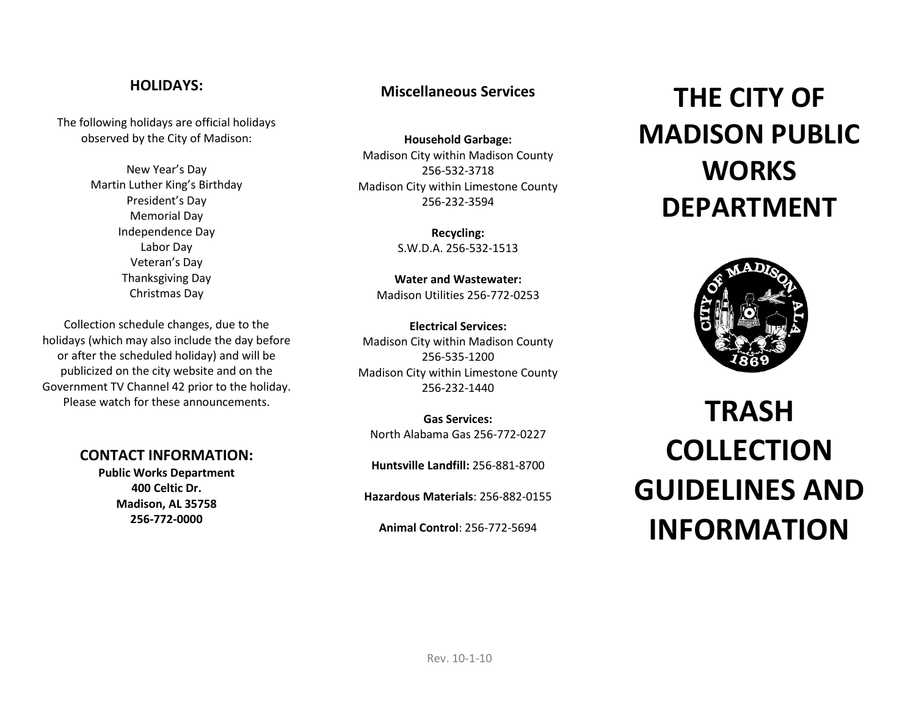## HOLIDAYS:

The following holidays are official holidays observed by the City of Madison:

New Year's Day
Martin Luther King's Birthday
President's Day
Memorial Day
Independence Day
Labor Day
Veteran's Day
Thanksgiving Day
Christmas Day

Collection schedule changes, due to the holidays (which may also include the day before or after the scheduled holiday) and will be publicized on the city website and on the Government TV Channel 42 prior to the holiday. Please watch for these announcements.

## CONTACT INFORMATION:

**Public Works Department**
**400 Celtic Dr.**
**Madison, AL 35758**
**256-772-0000**

## Miscellaneous Services

**Household Garbage:**
Madison City within Madison County
256-532-3718
Madison City within Limestone County
256-232-3594

**Recycling:**
S.W.D.A. 256-532-1513

**Water and Wastewater:**
Madison Utilities 256-772-0253

**Electrical Services:**
Madison City within Madison County
256-535-1200
Madison City within Limestone County
256-232-1440

**Gas Services:**
North Alabama Gas 256-772-0227

**Huntsville Landfill:** 256-881-8700

**Hazardous Materials**: 256-882-0155

**Animal Control**: 256-772-5694

# THE CITY OF MADISON PUBLIC WORKS DEPARTMENT

# TRASH COLLECTION GUIDELINES AND INFORMATION

Rev. 10-1-10